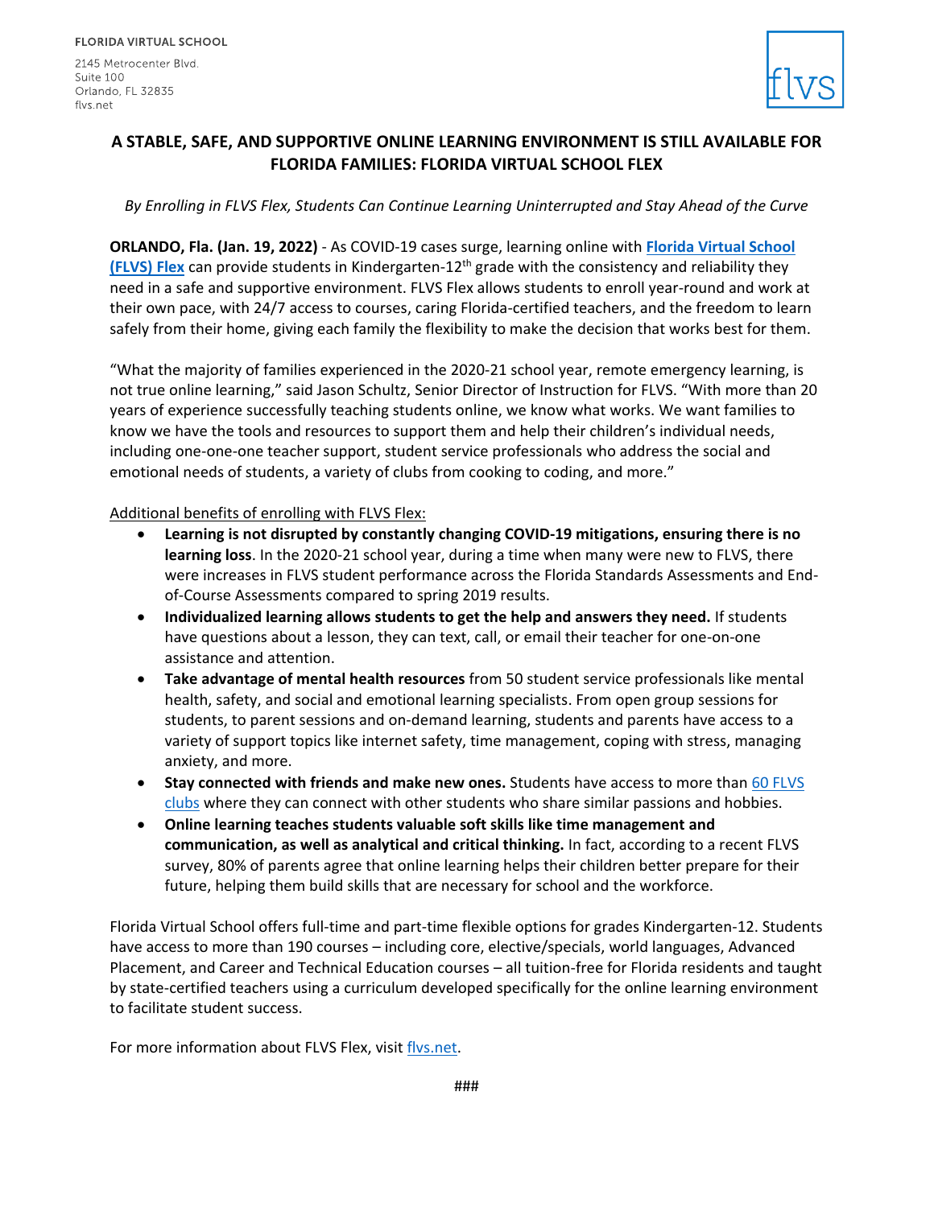FLORIDA VIRTUAL SCHOOL

2145 Metrocenter Blvd.
Suite 100
Orlando, FL 32835
flvs.net

# A STABLE, SAFE, AND SUPPORTIVE ONLINE LEARNING ENVIRONMENT IS STILL AVAILABLE FOR FLORIDA FAMILIES: FLORIDA VIRTUAL SCHOOL FLEX

*By Enrolling in FLVS Flex, Students Can Continue Learning Uninterrupted and Stay Ahead of the Curve*

**ORLANDO, Fla. (Jan. 19, 2022)** - As COVID-19 cases surge, learning online with **Florida Virtual School (FLVS) Flex** can provide students in Kindergarten-12th grade with the consistency and reliability they need in a safe and supportive environment. FLVS Flex allows students to enroll year-round and work at their own pace, with 24/7 access to courses, caring Florida-certified teachers, and the freedom to learn safely from their home, giving each family the flexibility to make the decision that works best for them.

"What the majority of families experienced in the 2020-21 school year, remote emergency learning, is not true online learning," said Jason Schultz, Senior Director of Instruction for FLVS. "With more than 20 years of experience successfully teaching students online, we know what works. We want families to know we have the tools and resources to support them and help their children's individual needs, including one-one-one teacher support, student service professionals who address the social and emotional needs of students, a variety of clubs from cooking to coding, and more."

Additional benefits of enrolling with FLVS Flex:

- **Learning is not disrupted by constantly changing COVID-19 mitigations, ensuring there is no learning loss**. In the 2020-21 school year, during a time when many were new to FLVS, there were increases in FLVS student performance across the Florida Standards Assessments and End-of-Course Assessments compared to spring 2019 results.
- **Individualized learning allows students to get the help and answers they need.** If students have questions about a lesson, they can text, call, or email their teacher for one-on-one assistance and attention.
- **Take advantage of mental health resources** from 50 student service professionals like mental health, safety, and social and emotional learning specialists. From open group sessions for students, to parent sessions and on-demand learning, students and parents have access to a variety of support topics like internet safety, time management, coping with stress, managing anxiety, and more.
- **Stay connected with friends and make new ones.** Students have access to more than 60 FLVS clubs where they can connect with other students who share similar passions and hobbies.
- **Online learning teaches students valuable soft skills like time management and communication, as well as analytical and critical thinking.** In fact, according to a recent FLVS survey, 80% of parents agree that online learning helps their children better prepare for their future, helping them build skills that are necessary for school and the workforce.

Florida Virtual School offers full-time and part-time flexible options for grades Kindergarten-12. Students have access to more than 190 courses – including core, elective/specials, world languages, Advanced Placement, and Career and Technical Education courses – all tuition-free for Florida residents and taught by state-certified teachers using a curriculum developed specifically for the online learning environment to facilitate student success.

For more information about FLVS Flex, visit flvs.net.

###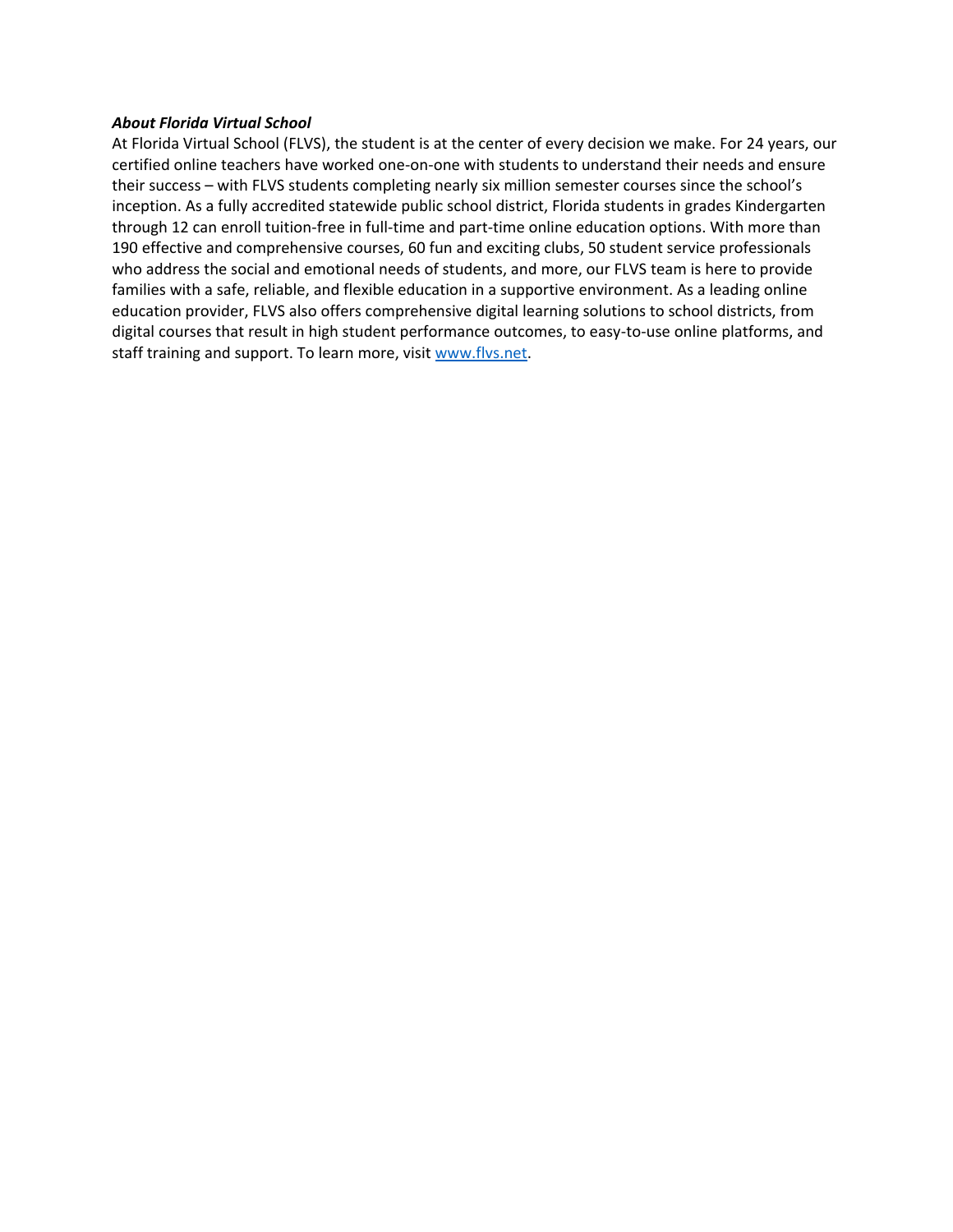***About Florida Virtual School***

At Florida Virtual School (FLVS), the student is at the center of every decision we make. For 24 years, our certified online teachers have worked one-on-one with students to understand their needs and ensure their success – with FLVS students completing nearly six million semester courses since the school's inception. As a fully accredited statewide public school district, Florida students in grades Kindergarten through 12 can enroll tuition-free in full-time and part-time online education options. With more than 190 effective and comprehensive courses, 60 fun and exciting clubs, 50 student service professionals who address the social and emotional needs of students, and more, our FLVS team is here to provide families with a safe, reliable, and flexible education in a supportive environment. As a leading online education provider, FLVS also offers comprehensive digital learning solutions to school districts, from digital courses that result in high student performance outcomes, to easy-to-use online platforms, and staff training and support. To learn more, visit [www.flvs.net](http://www.flvs.net).